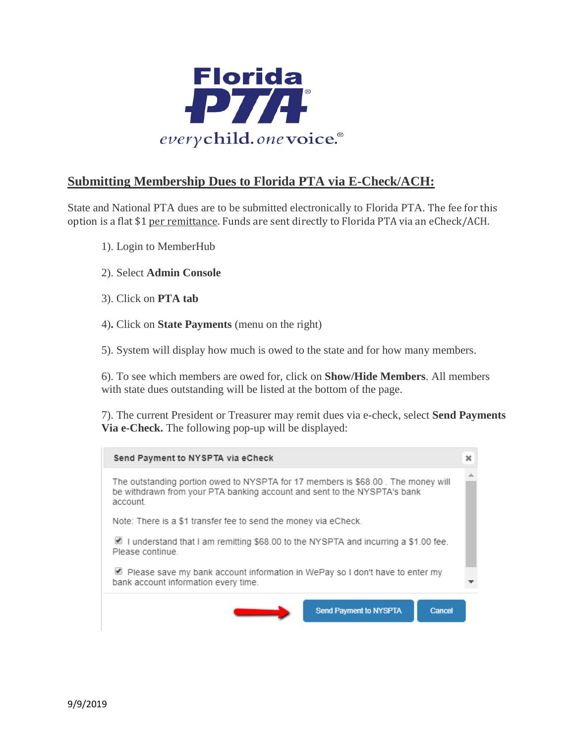Florida PTA

every child. one voice.

## Submitting Membership Dues to Florida PTA via E-Check/ACH:

State and National PTA dues are to be submitted electronically to Florida PTA. The fee for this option is a flat $1 per remittance. Funds are sent directly to Florida PTA via an eCheck/ACH.

1). Login to MemberHub

2). Select **Admin Console**

3). Click on **PTA tab**

4). Click on **State Payments** (menu on the right)

5). System will display how much is owed to the state and for how many members.

6). To see which members are owed for, click on **Show/Hide Members**. All members with state dues outstanding will be listed at the bottom of the page.

7). The current President or Treasurer may remit dues via e-check, select **Send Payments Via e-Check.** The following pop-up will be displayed:

**Send Payment to NYSPTA via eCheck**

The outstanding portion owed to NYSPTA for 17 members is $68.00 . The money will be withdrawn from your PTA banking account and sent to the NYSPTA's bank account.

Note: There is a $1 transfer fee to send the money via eCheck.

☑ I understand that I am remitting $68.00 to the NYSPTA and incurring a $1.00 fee. Please continue.

☑ Please save my bank account information in WePay so I don't have to enter my bank account information every time.

Send Payment to NYSPTA | Cancel

9/9/2019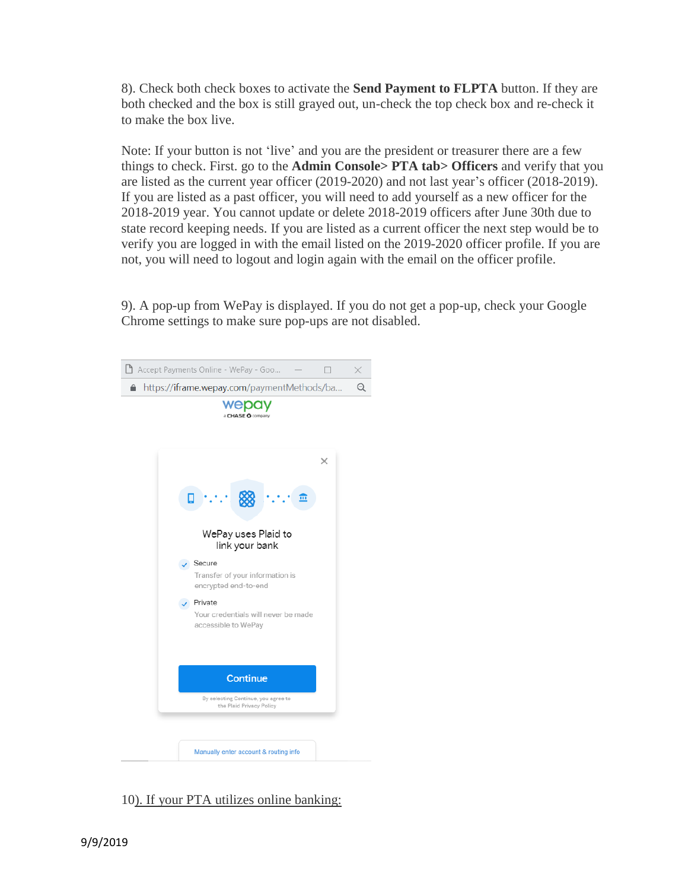8). Check both check boxes to activate the **Send Payment to FLPTA** button. If they are both checked and the box is still grayed out, un-check the top check box and re-check it to make the box live.

Note: If your button is not 'live' and you are the president or treasurer there are a few things to check. First. go to the **Admin Console> PTA tab> Officers** and verify that you are listed as the current year officer (2019-2020) and not last year's officer (2018-2019). If you are listed as a past officer, you will need to add yourself as a new officer for the 2018-2019 year. You cannot update or delete 2018-2019 officers after June 30th due to state record keeping needs. If you are listed as a current officer the next step would be to verify you are logged in with the email listed on the 2019-2020 officer profile. If you are not, you will need to logout and login again with the email on the officer profile.

9). A pop-up from WePay is displayed. If you do not get a pop-up, check your Google Chrome settings to make sure pop-ups are not disabled.

Accept Payments Online - WePay - Goo...

https://iframe.wepay.com/paymentMethods/ba...

wepay
a CHASE company

WePay uses Plaid to link your bank

Secure
Transfer of your information is encrypted end-to-end

Private
Your credentials will never be made accessible to WePay

Continue

By selecting Continue, you agree to the Plaid Privacy Policy

Manually enter account & routing info

10). If your PTA utilizes online banking: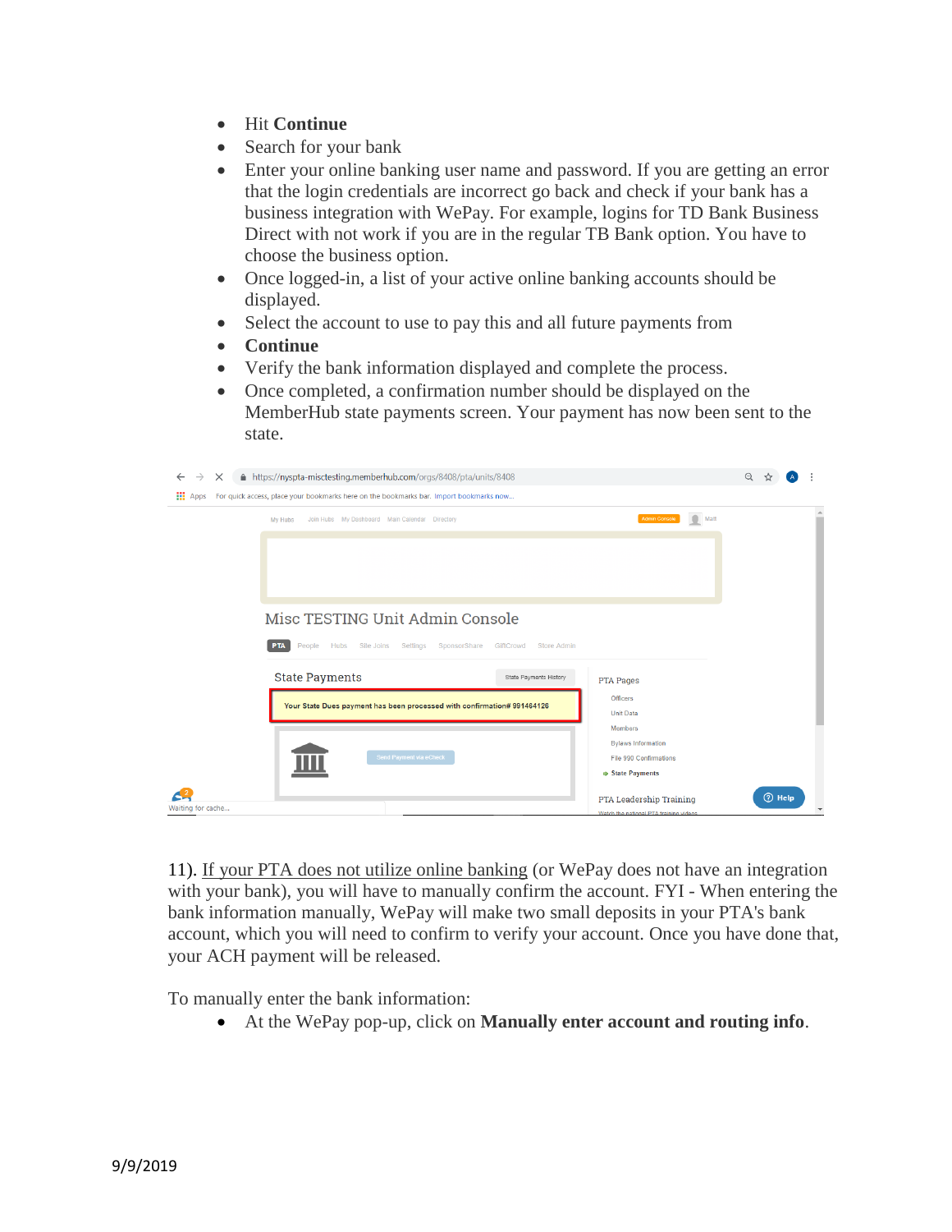- Hit **Continue**
- Search for your bank
- Enter your online banking user name and password. If you are getting an error that the login credentials are incorrect go back and check if your bank has a business integration with WePay. For example, logins for TD Bank Business Direct with not work if you are in the regular TB Bank option. You have to choose the business option.
- Once logged-in, a list of your active online banking accounts should be displayed.
- Select the account to use to pay this and all future payments from
- **Continue**
- Verify the bank information displayed and complete the process.
- Once completed, a confirmation number should be displayed on the MemberHub state payments screen. Your payment has now been sent to the state.

11). If your PTA does not utilize online banking (or WePay does not have an integration with your bank), you will have to manually confirm the account. FYI - When entering the bank information manually, WePay will make two small deposits in your PTA's bank account, which you will need to confirm to verify your account. Once you have done that, your ACH payment will be released.

To manually enter the bank information:

- At the WePay pop-up, click on **Manually enter account and routing info**.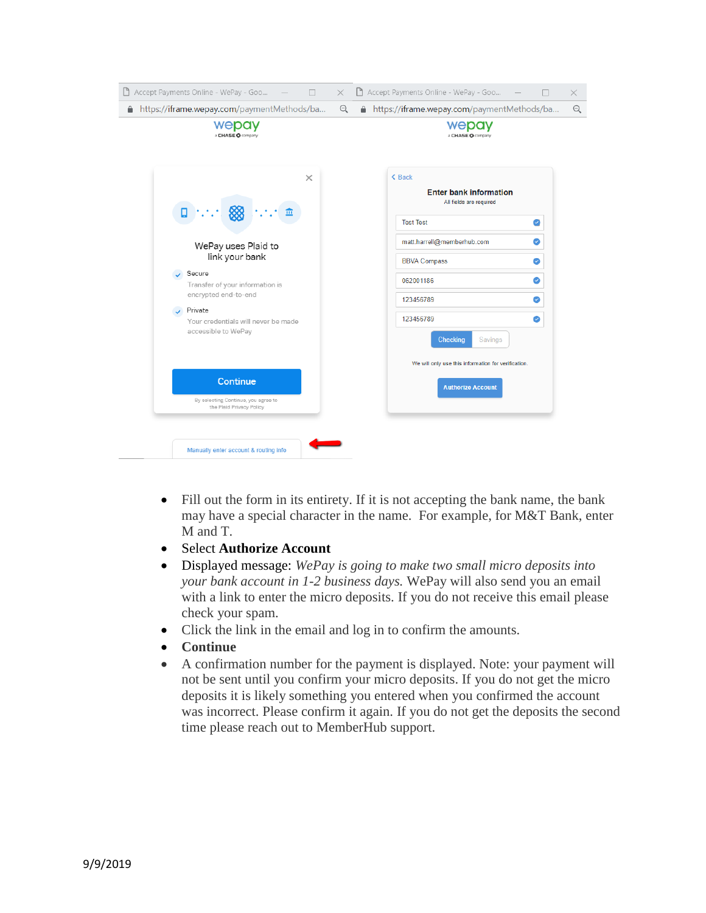- Fill out the form in its entirety. If it is not accepting the bank name, the bank may have a special character in the name. For example, for M&T Bank, enter M and T.
- Select **Authorize Account**
- Displayed message: *WePay is going to make two small micro deposits into your bank account in 1-2 business days.* WePay will also send you an email with a link to enter the micro deposits. If you do not receive this email please check your spam.
- Click the link in the email and log in to confirm the amounts.
- **Continue**
- A confirmation number for the payment is displayed. Note: your payment will not be sent until you confirm your micro deposits. If you do not get the micro deposits it is likely something you entered when you confirmed the account was incorrect. Please confirm it again. If you do not get the deposits the second time please reach out to MemberHub support.

9/9/2019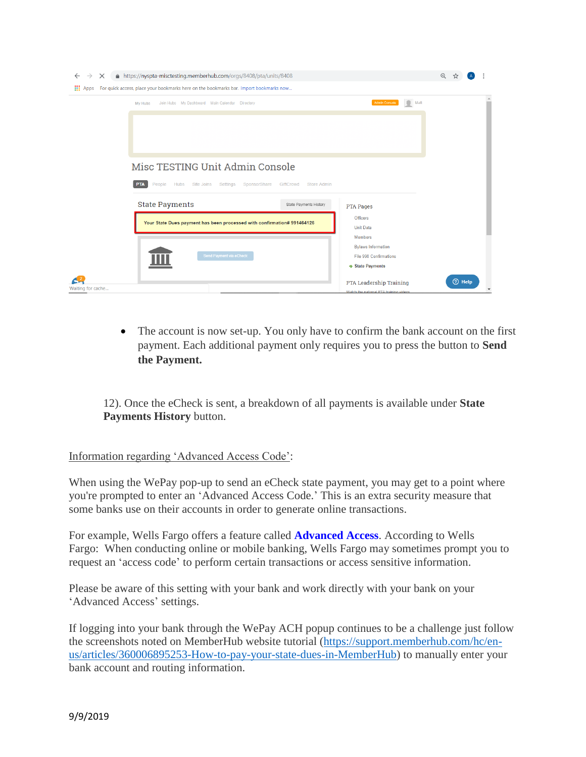- The account is now set-up. You only have to confirm the bank account on the first payment. Each additional payment only requires you to press the button to **Send the Payment.**

12). Once the eCheck is sent, a breakdown of all payments is available under **State Payments History** button.

Information regarding 'Advanced Access Code':

When using the WePay pop-up to send an eCheck state payment, you may get to a point where you're prompted to enter an 'Advanced Access Code.' This is an extra security measure that some banks use on their accounts in order to generate online transactions.

For example, Wells Fargo offers a feature called **Advanced Access**. According to Wells Fargo: When conducting online or mobile banking, Wells Fargo may sometimes prompt you to request an 'access code' to perform certain transactions or access sensitive information.

Please be aware of this setting with your bank and work directly with your bank on your 'Advanced Access' settings.

If logging into your bank through the WePay ACH popup continues to be a challenge just follow the screenshots noted on MemberHub website tutorial (https://support.memberhub.com/hc/en-us/articles/360006895253-How-to-pay-your-state-dues-in-MemberHub) to manually enter your bank account and routing information.

9/9/2019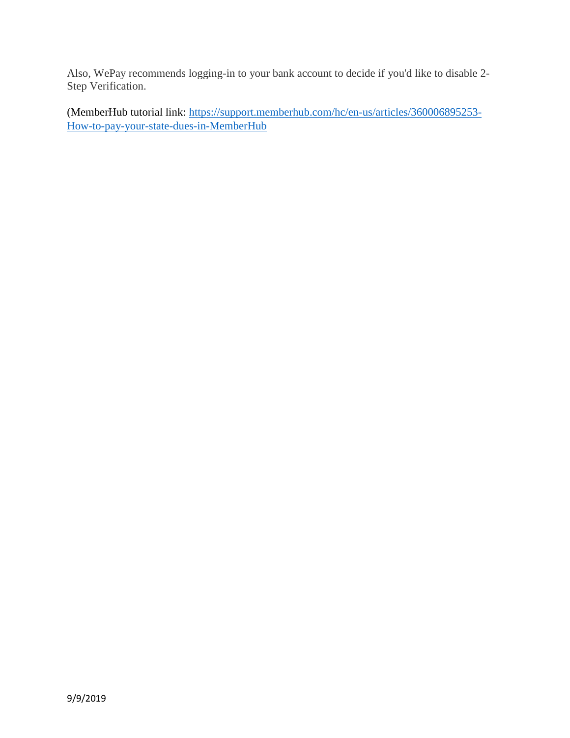Also, WePay recommends logging-in to your bank account to decide if you'd like to disable 2-Step Verification.

(MemberHub tutorial link: [https://support.memberhub.com/hc/en-us/articles/360006895253-How-to-pay-your-state-dues-in-MemberHub](https://support.memberhub.com/hc/en-us/articles/360006895253-How-to-pay-your-state-dues-in-MemberHub)

9/9/2019